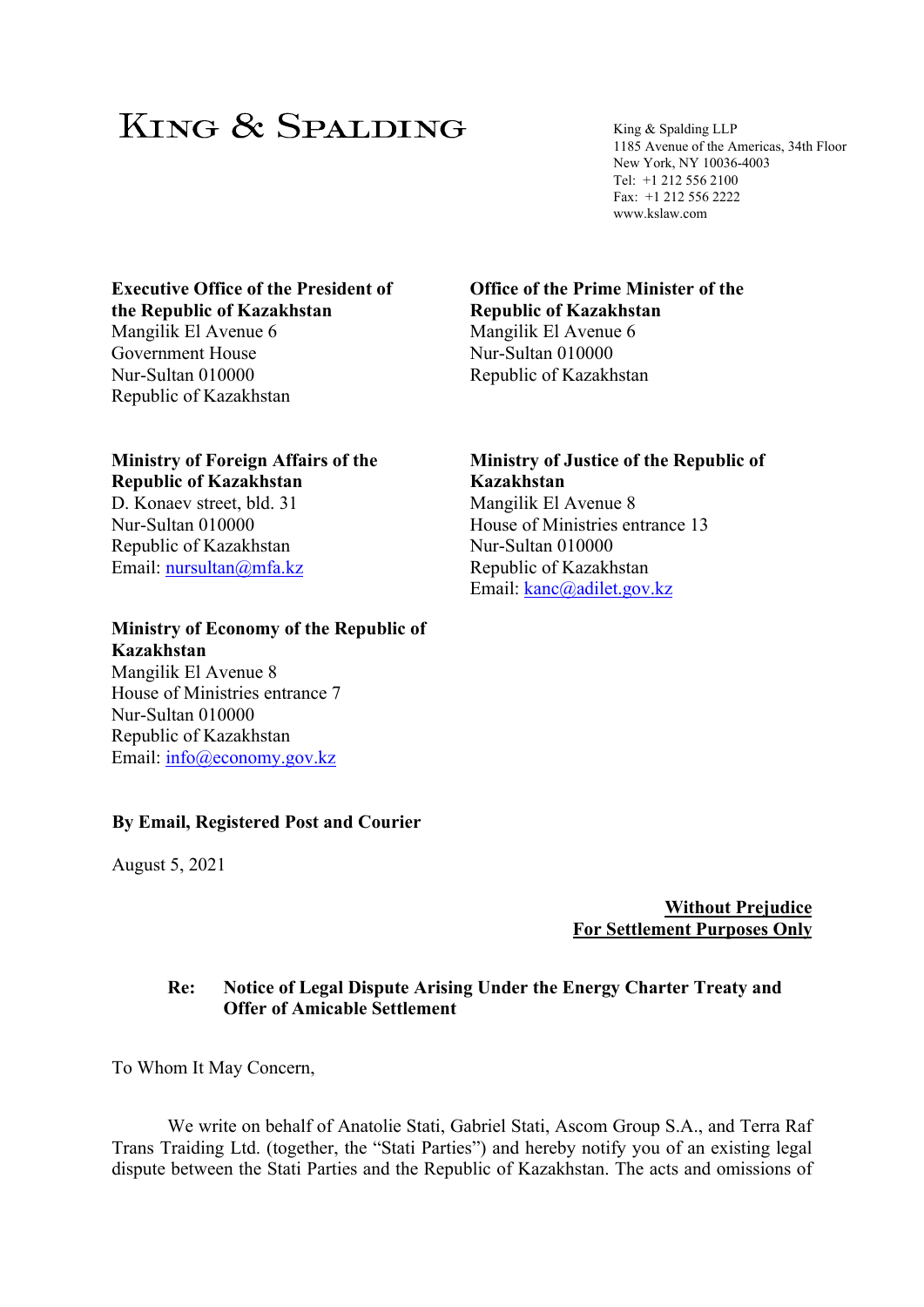**KING & SPALDING**

King & Spalding LLP
1185 Avenue of the Americas, 34th Floor
New York, NY 10036-4003
Tel: +1 212 556 2100
Fax: +1 212 556 2222
www.kslaw.com

**Executive Office of the President of the Republic of Kazakhstan**
Mangilik El Avenue 6
Government House
Nur-Sultan 010000
Republic of Kazakhstan

**Office of the Prime Minister of the Republic of Kazakhstan**
Mangilik El Avenue 6
Nur-Sultan 010000
Republic of Kazakhstan

**Ministry of Foreign Affairs of the Republic of Kazakhstan**
D. Konaev street, bld. 31
Nur-Sultan 010000
Republic of Kazakhstan
Email: nursultan@mfa.kz

**Ministry of Justice of the Republic of Kazakhstan**
Mangilik El Avenue 8
House of Ministries entrance 13
Nur-Sultan 010000
Republic of Kazakhstan
Email: kanc@adilet.gov.kz

**Ministry of Economy of the Republic of Kazakhstan**
Mangilik El Avenue 8
House of Ministries entrance 7
Nur-Sultan 010000
Republic of Kazakhstan
Email: info@economy.gov.kz

**By Email, Registered Post and Courier**

August 5, 2021

**Without Prejudice**
**For Settlement Purposes Only**

**Re: Notice of Legal Dispute Arising Under the Energy Charter Treaty and Offer of Amicable Settlement**

To Whom It May Concern,

We write on behalf of Anatolie Stati, Gabriel Stati, Ascom Group S.A., and Terra Raf Trans Traiding Ltd. (together, the "Stati Parties") and hereby notify you of an existing legal dispute between the Stati Parties and the Republic of Kazakhstan. The acts and omissions of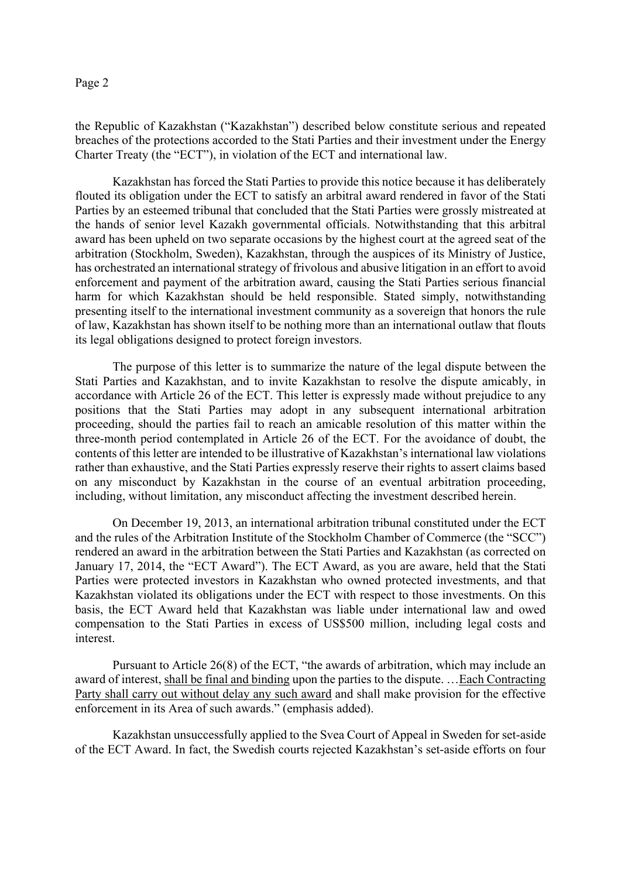the Republic of Kazakhstan ("Kazakhstan") described below constitute serious and repeated breaches of the protections accorded to the Stati Parties and their investment under the Energy Charter Treaty (the "ECT"), in violation of the ECT and international law.

Kazakhstan has forced the Stati Parties to provide this notice because it has deliberately flouted its obligation under the ECT to satisfy an arbitral award rendered in favor of the Stati Parties by an esteemed tribunal that concluded that the Stati Parties were grossly mistreated at the hands of senior level Kazakh governmental officials. Notwithstanding that this arbitral award has been upheld on two separate occasions by the highest court at the agreed seat of the arbitration (Stockholm, Sweden), Kazakhstan, through the auspices of its Ministry of Justice, has orchestrated an international strategy of frivolous and abusive litigation in an effort to avoid enforcement and payment of the arbitration award, causing the Stati Parties serious financial harm for which Kazakhstan should be held responsible. Stated simply, notwithstanding presenting itself to the international investment community as a sovereign that honors the rule of law, Kazakhstan has shown itself to be nothing more than an international outlaw that flouts its legal obligations designed to protect foreign investors.

The purpose of this letter is to summarize the nature of the legal dispute between the Stati Parties and Kazakhstan, and to invite Kazakhstan to resolve the dispute amicably, in accordance with Article 26 of the ECT. This letter is expressly made without prejudice to any positions that the Stati Parties may adopt in any subsequent international arbitration proceeding, should the parties fail to reach an amicable resolution of this matter within the three-month period contemplated in Article 26 of the ECT. For the avoidance of doubt, the contents of this letter are intended to be illustrative of Kazakhstan's international law violations rather than exhaustive, and the Stati Parties expressly reserve their rights to assert claims based on any misconduct by Kazakhstan in the course of an eventual arbitration proceeding, including, without limitation, any misconduct affecting the investment described herein.

On December 19, 2013, an international arbitration tribunal constituted under the ECT and the rules of the Arbitration Institute of the Stockholm Chamber of Commerce (the "SCC") rendered an award in the arbitration between the Stati Parties and Kazakhstan (as corrected on January 17, 2014, the "ECT Award"). The ECT Award, as you are aware, held that the Stati Parties were protected investors in Kazakhstan who owned protected investments, and that Kazakhstan violated its obligations under the ECT with respect to those investments. On this basis, the ECT Award held that Kazakhstan was liable under international law and owed compensation to the Stati Parties in excess of US$500 million, including legal costs and interest.

Pursuant to Article 26(8) of the ECT, "the awards of arbitration, which may include an award of interest, <u>shall be final and binding</u> upon the parties to the dispute. …<u>Each Contracting Party shall carry out without delay any such award</u> and shall make provision for the effective enforcement in its Area of such awards." (emphasis added).

Kazakhstan unsuccessfully applied to the Svea Court of Appeal in Sweden for set-aside of the ECT Award. In fact, the Swedish courts rejected Kazakhstan's set-aside efforts on four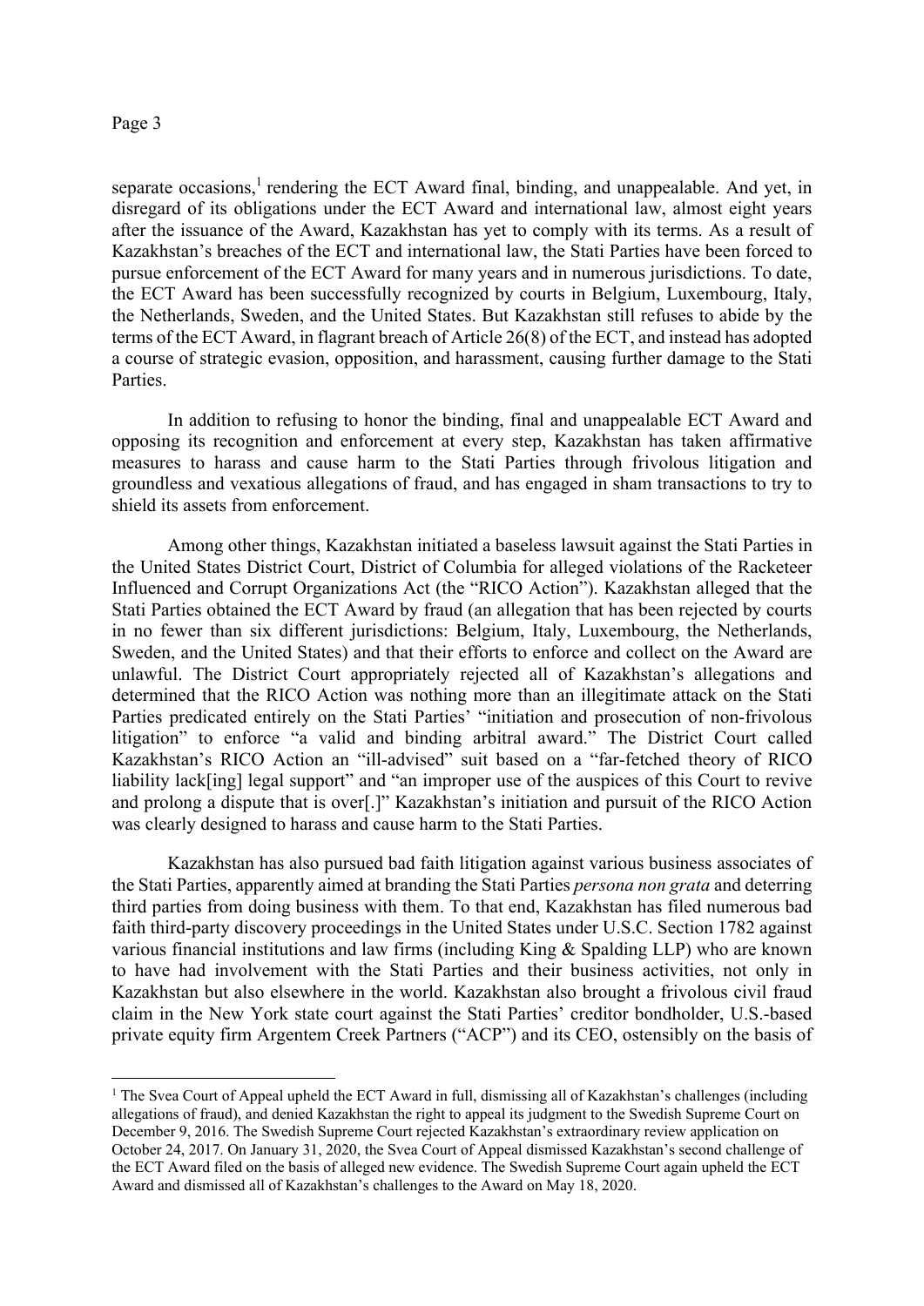separate occasions,[1] rendering the ECT Award final, binding, and unappealable. And yet, in disregard of its obligations under the ECT Award and international law, almost eight years after the issuance of the Award, Kazakhstan has yet to comply with its terms. As a result of Kazakhstan's breaches of the ECT and international law, the Stati Parties have been forced to pursue enforcement of the ECT Award for many years and in numerous jurisdictions. To date, the ECT Award has been successfully recognized by courts in Belgium, Luxembourg, Italy, the Netherlands, Sweden, and the United States. But Kazakhstan still refuses to abide by the terms of the ECT Award, in flagrant breach of Article 26(8) of the ECT, and instead has adopted a course of strategic evasion, opposition, and harassment, causing further damage to the Stati Parties.

In addition to refusing to honor the binding, final and unappealable ECT Award and opposing its recognition and enforcement at every step, Kazakhstan has taken affirmative measures to harass and cause harm to the Stati Parties through frivolous litigation and groundless and vexatious allegations of fraud, and has engaged in sham transactions to try to shield its assets from enforcement.

Among other things, Kazakhstan initiated a baseless lawsuit against the Stati Parties in the United States District Court, District of Columbia for alleged violations of the Racketeer Influenced and Corrupt Organizations Act (the "RICO Action"). Kazakhstan alleged that the Stati Parties obtained the ECT Award by fraud (an allegation that has been rejected by courts in no fewer than six different jurisdictions: Belgium, Italy, Luxembourg, the Netherlands, Sweden, and the United States) and that their efforts to enforce and collect on the Award are unlawful. The District Court appropriately rejected all of Kazakhstan's allegations and determined that the RICO Action was nothing more than an illegitimate attack on the Stati Parties predicated entirely on the Stati Parties' "initiation and prosecution of non-frivolous litigation" to enforce "a valid and binding arbitral award." The District Court called Kazakhstan's RICO Action an "ill-advised" suit based on a "far-fetched theory of RICO liability lack[ing] legal support" and "an improper use of the auspices of this Court to revive and prolong a dispute that is over[.]" Kazakhstan's initiation and pursuit of the RICO Action was clearly designed to harass and cause harm to the Stati Parties.

Kazakhstan has also pursued bad faith litigation against various business associates of the Stati Parties, apparently aimed at branding the Stati Parties *persona non grata* and deterring third parties from doing business with them. To that end, Kazakhstan has filed numerous bad faith third-party discovery proceedings in the United States under U.S.C. Section 1782 against various financial institutions and law firms (including King & Spalding LLP) who are known to have had involvement with the Stati Parties and their business activities, not only in Kazakhstan but also elsewhere in the world. Kazakhstan also brought a frivolous civil fraud claim in the New York state court against the Stati Parties' creditor bondholder, U.S.-based private equity firm Argentem Creek Partners ("ACP") and its CEO, ostensibly on the basis of

---

[1] The Svea Court of Appeal upheld the ECT Award in full, dismissing all of Kazakhstan's challenges (including allegations of fraud), and denied Kazakhstan the right to appeal its judgment to the Swedish Supreme Court on December 9, 2016. The Swedish Supreme Court rejected Kazakhstan's extraordinary review application on October 24, 2017. On January 31, 2020, the Svea Court of Appeal dismissed Kazakhstan's second challenge of the ECT Award filed on the basis of alleged new evidence. The Swedish Supreme Court again upheld the ECT Award and dismissed all of Kazakhstan's challenges to the Award on May 18, 2020.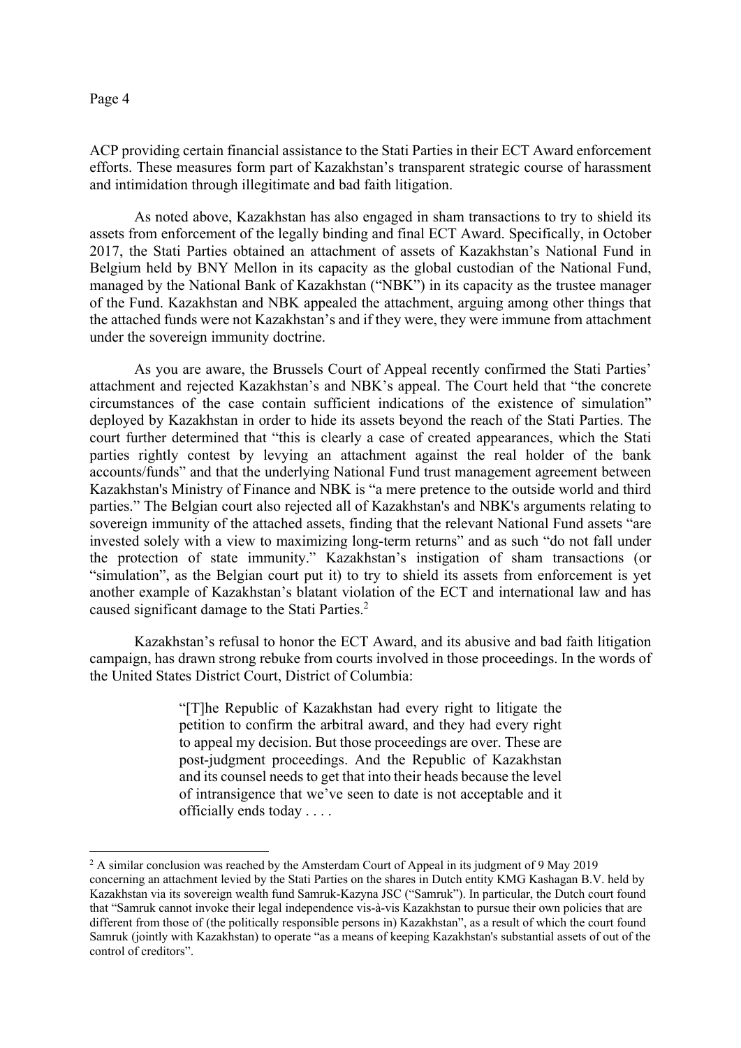ACP providing certain financial assistance to the Stati Parties in their ECT Award enforcement efforts. These measures form part of Kazakhstan's transparent strategic course of harassment and intimidation through illegitimate and bad faith litigation.

As noted above, Kazakhstan has also engaged in sham transactions to try to shield its assets from enforcement of the legally binding and final ECT Award. Specifically, in October 2017, the Stati Parties obtained an attachment of assets of Kazakhstan's National Fund in Belgium held by BNY Mellon in its capacity as the global custodian of the National Fund, managed by the National Bank of Kazakhstan ("NBK") in its capacity as the trustee manager of the Fund. Kazakhstan and NBK appealed the attachment, arguing among other things that the attached funds were not Kazakhstan's and if they were, they were immune from attachment under the sovereign immunity doctrine.

As you are aware, the Brussels Court of Appeal recently confirmed the Stati Parties' attachment and rejected Kazakhstan's and NBK's appeal. The Court held that "the concrete circumstances of the case contain sufficient indications of the existence of simulation" deployed by Kazakhstan in order to hide its assets beyond the reach of the Stati Parties. The court further determined that "this is clearly a case of created appearances, which the Stati parties rightly contest by levying an attachment against the real holder of the bank accounts/funds" and that the underlying National Fund trust management agreement between Kazakhstan's Ministry of Finance and NBK is "a mere pretence to the outside world and third parties." The Belgian court also rejected all of Kazakhstan's and NBK's arguments relating to sovereign immunity of the attached assets, finding that the relevant National Fund assets "are invested solely with a view to maximizing long-term returns" and as such "do not fall under the protection of state immunity." Kazakhstan's instigation of sham transactions (or "simulation", as the Belgian court put it) to try to shield its assets from enforcement is yet another example of Kazakhstan's blatant violation of the ECT and international law and has caused significant damage to the Stati Parties.[2]

Kazakhstan's refusal to honor the ECT Award, and its abusive and bad faith litigation campaign, has drawn strong rebuke from courts involved in those proceedings. In the words of the United States District Court, District of Columbia:

> "[T]he Republic of Kazakhstan had every right to litigate the petition to confirm the arbitral award, and they had every right to appeal my decision. But those proceedings are over. These are post-judgment proceedings. And the Republic of Kazakhstan and its counsel needs to get that into their heads because the level of intransigence that we've seen to date is not acceptable and it officially ends today . . . .

---

[2] A similar conclusion was reached by the Amsterdam Court of Appeal in its judgment of 9 May 2019 concerning an attachment levied by the Stati Parties on the shares in Dutch entity KMG Kashagan B.V. held by Kazakhstan via its sovereign wealth fund Samruk-Kazyna JSC ("Samruk"). In particular, the Dutch court found that "Samruk cannot invoke their legal independence vis-à-vis Kazakhstan to pursue their own policies that are different from those of (the politically responsible persons in) Kazakhstan", as a result of which the court found Samruk (jointly with Kazakhstan) to operate "as a means of keeping Kazakhstan's substantial assets of out of the control of creditors".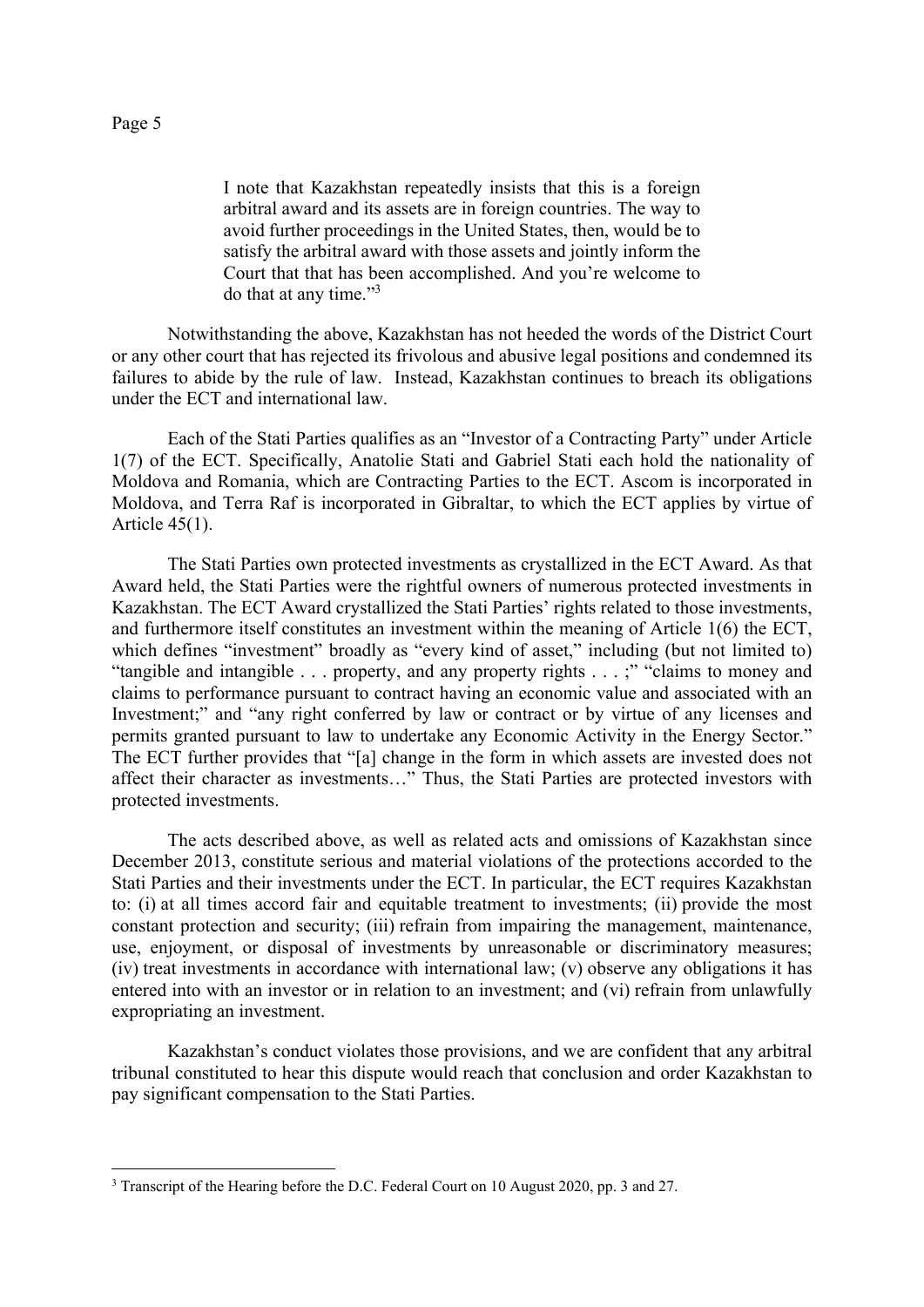> I note that Kazakhstan repeatedly insists that this is a foreign arbitral award and its assets are in foreign countries. The way to avoid further proceedings in the United States, then, would be to satisfy the arbitral award with those assets and jointly inform the Court that that has been accomplished. And you're welcome to do that at any time."[3]

Notwithstanding the above, Kazakhstan has not heeded the words of the District Court or any other court that has rejected its frivolous and abusive legal positions and condemned its failures to abide by the rule of law. Instead, Kazakhstan continues to breach its obligations under the ECT and international law.

Each of the Stati Parties qualifies as an "Investor of a Contracting Party" under Article 1(7) of the ECT. Specifically, Anatolie Stati and Gabriel Stati each hold the nationality of Moldova and Romania, which are Contracting Parties to the ECT. Ascom is incorporated in Moldova, and Terra Raf is incorporated in Gibraltar, to which the ECT applies by virtue of Article 45(1).

The Stati Parties own protected investments as crystallized in the ECT Award. As that Award held, the Stati Parties were the rightful owners of numerous protected investments in Kazakhstan. The ECT Award crystallized the Stati Parties' rights related to those investments, and furthermore itself constitutes an investment within the meaning of Article 1(6) the ECT, which defines "investment" broadly as "every kind of asset," including (but not limited to) "tangible and intangible . . . property, and any property rights . . . ;" "claims to money and claims to performance pursuant to contract having an economic value and associated with an Investment;" and "any right conferred by law or contract or by virtue of any licenses and permits granted pursuant to law to undertake any Economic Activity in the Energy Sector." The ECT further provides that "[a] change in the form in which assets are invested does not affect their character as investments…" Thus, the Stati Parties are protected investors with protected investments.

The acts described above, as well as related acts and omissions of Kazakhstan since December 2013, constitute serious and material violations of the protections accorded to the Stati Parties and their investments under the ECT. In particular, the ECT requires Kazakhstan to: (i) at all times accord fair and equitable treatment to investments; (ii) provide the most constant protection and security; (iii) refrain from impairing the management, maintenance, use, enjoyment, or disposal of investments by unreasonable or discriminatory measures; (iv) treat investments in accordance with international law; (v) observe any obligations it has entered into with an investor or in relation to an investment; and (vi) refrain from unlawfully expropriating an investment.

Kazakhstan's conduct violates those provisions, and we are confident that any arbitral tribunal constituted to hear this dispute would reach that conclusion and order Kazakhstan to pay significant compensation to the Stati Parties.

---

[3] Transcript of the Hearing before the D.C. Federal Court on 10 August 2020, pp. 3 and 27.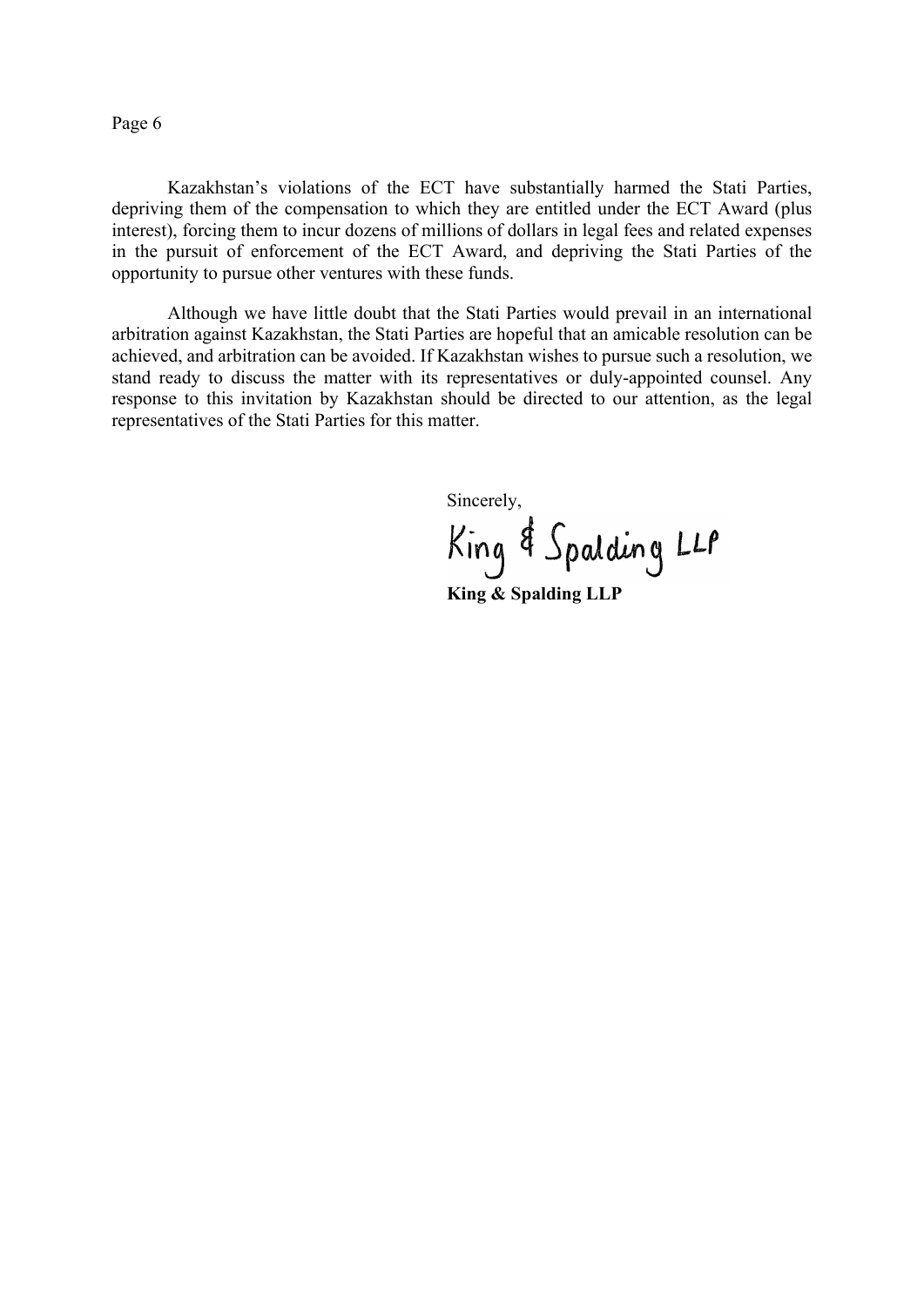Kazakhstan's violations of the ECT have substantially harmed the Stati Parties, depriving them of the compensation to which they are entitled under the ECT Award (plus interest), forcing them to incur dozens of millions of dollars in legal fees and related expenses in the pursuit of enforcement of the ECT Award, and depriving the Stati Parties of the opportunity to pursue other ventures with these funds.

Although we have little doubt that the Stati Parties would prevail in an international arbitration against Kazakhstan, the Stati Parties are hopeful that an amicable resolution can be achieved, and arbitration can be avoided. If Kazakhstan wishes to pursue such a resolution, we stand ready to discuss the matter with its representatives or duly-appointed counsel. Any response to this invitation by Kazakhstan should be directed to our attention, as the legal representatives of the Stati Parties for this matter.

Sincerely,

King & Spalding LLP

**King & Spalding LLP**